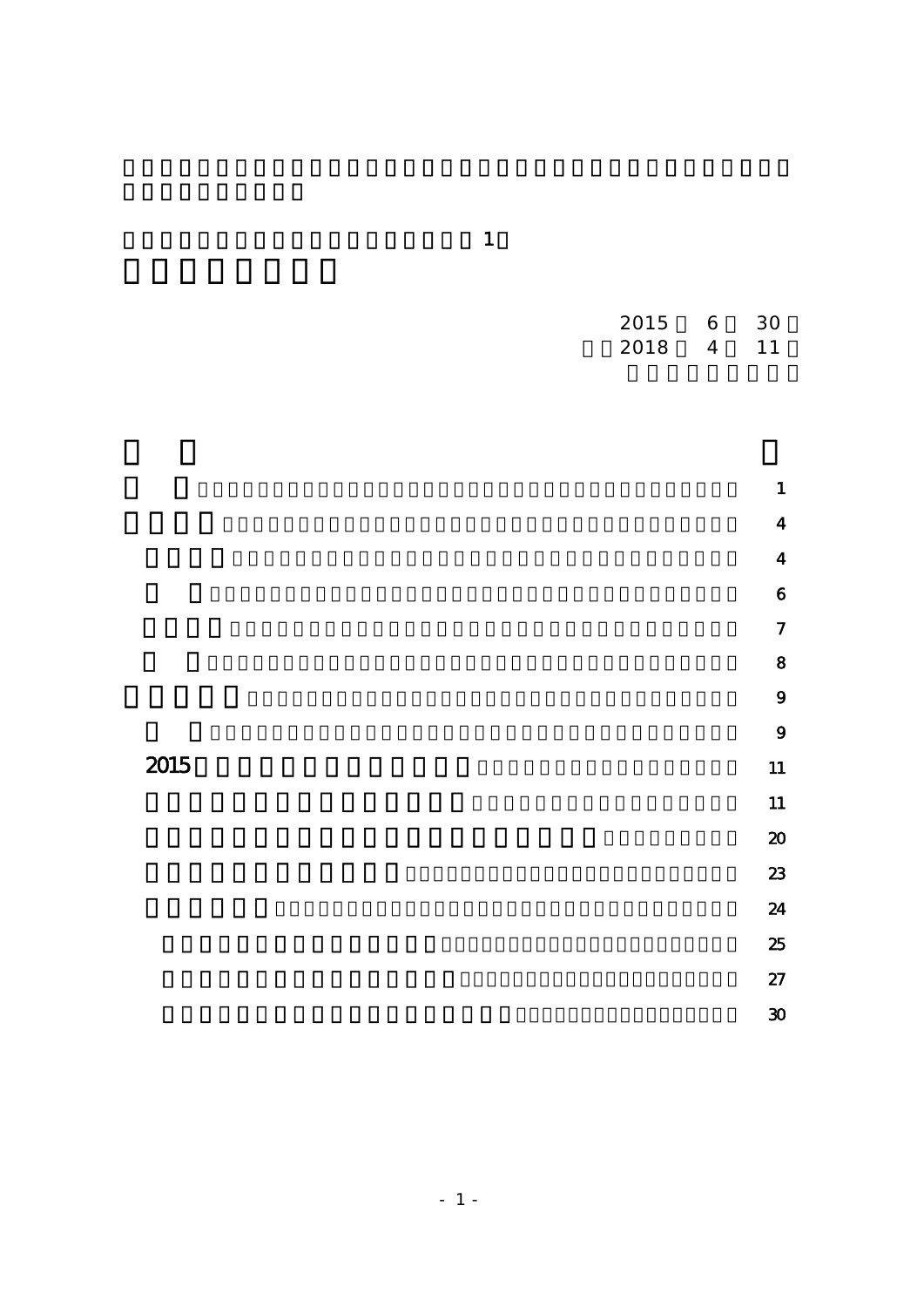1

2015 6 30

2018 4 11

| | |
|---|---|
| | 1 |
| | 4 |
| | 4 |
| | 6 |
| | 7 |
| | 8 |
| | 9 |
| | 9 |
| 2015 | 11 |
| | 11 |
| | 20 |
| | 23 |
| | 24 |
| | 25 |
| | 27 |
| | 30 |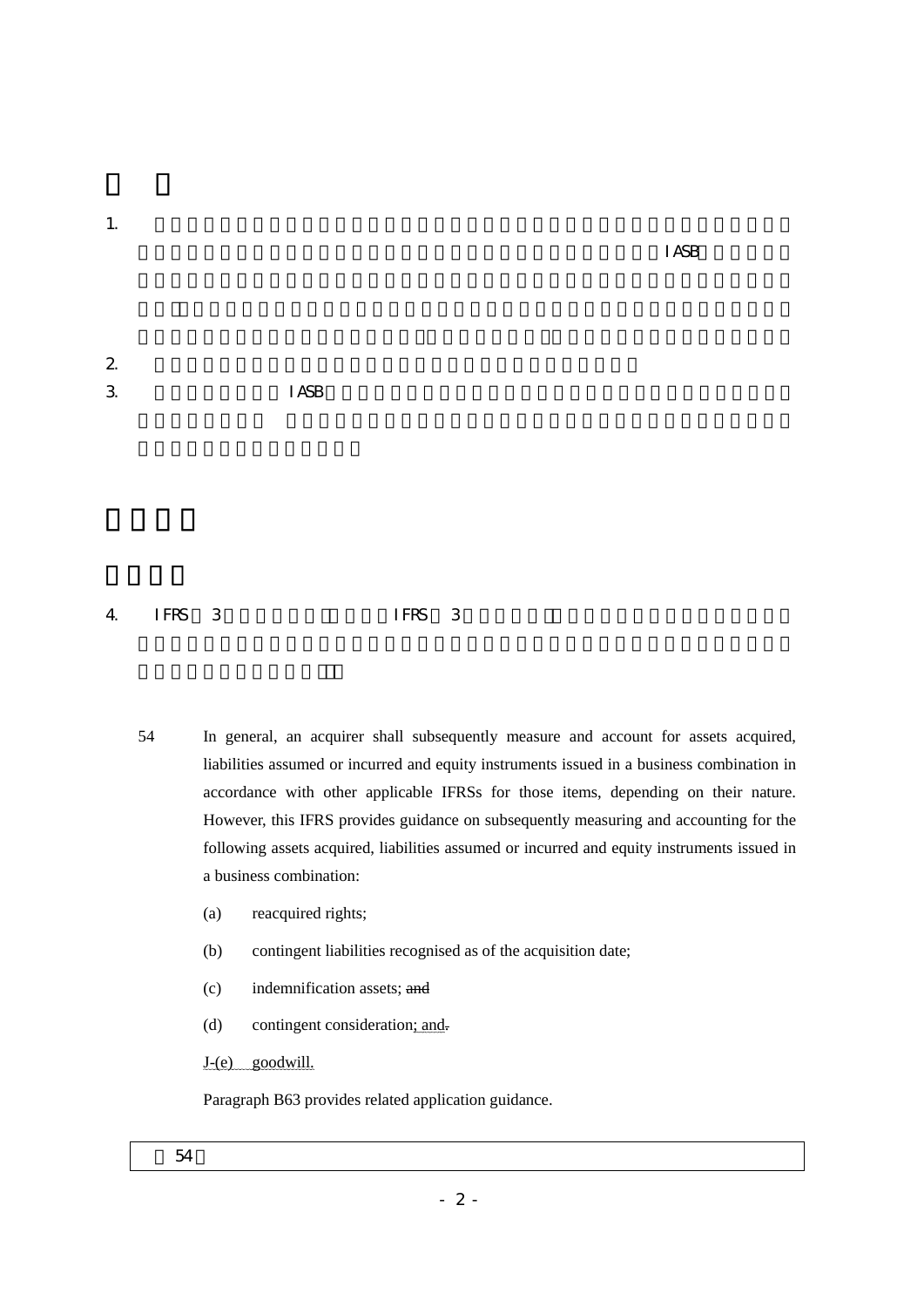1. IASB

2.

3. IASB

4. IFRS 3 IFRS 3

54 In general, an acquirer shall subsequently measure and account for assets acquired, liabilities assumed or incurred and equity instruments issued in a business combination in accordance with other applicable IFRSs for those items, depending on their nature. However, this IFRS provides guidance on subsequently measuring and accounting for the following assets acquired, liabilities assumed or incurred and equity instruments issued in a business combination:

(a) reacquired rights;

(b) contingent liabilities recognised as of the acquisition date;

(c) indemnification assets; ~~and~~

(d) contingent consideration; and~~.~~

J-(e) goodwill.

Paragraph B63 provides related application guidance.

| 54 |
|---|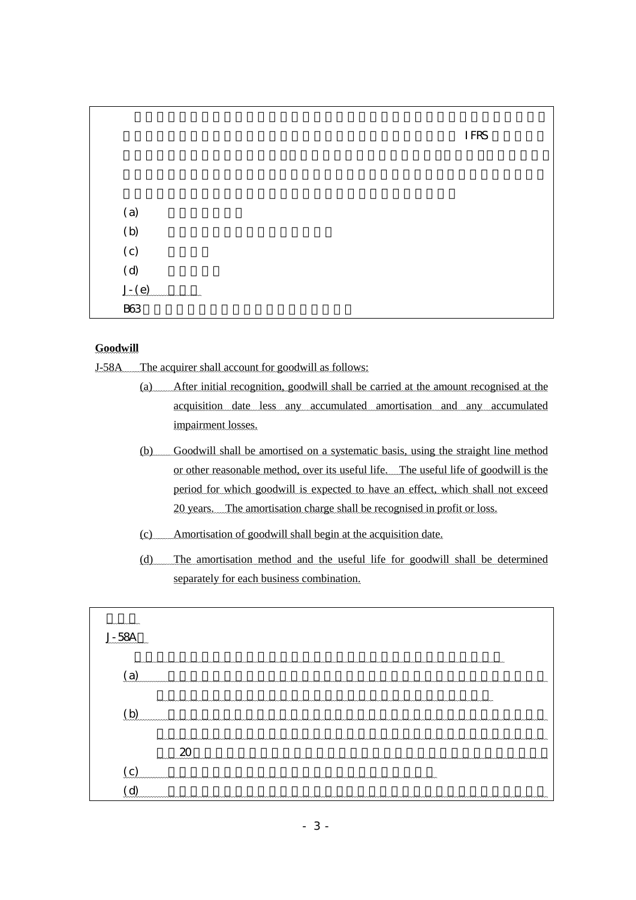IFRS

(a)

(b)

(c)

(d)

J-(e)

B63

**Goodwill**

J-58A The acquirer shall account for goodwill as follows:

(a) After initial recognition, goodwill shall be carried at the amount recognised at the acquisition date less any accumulated amortisation and any accumulated impairment losses.

(b) Goodwill shall be amortised on a systematic basis, using the straight line method or other reasonable method, over its useful life. The useful life of goodwill is the period for which goodwill is expected to have an effect, which shall not exceed 20 years. The amortisation charge shall be recognised in profit or loss.

(c) Amortisation of goodwill shall begin at the acquisition date.

(d) The amortisation method and the useful life for goodwill shall be determined separately for each business combination.

J-58A

(a)

(b)

20

(c)

(d)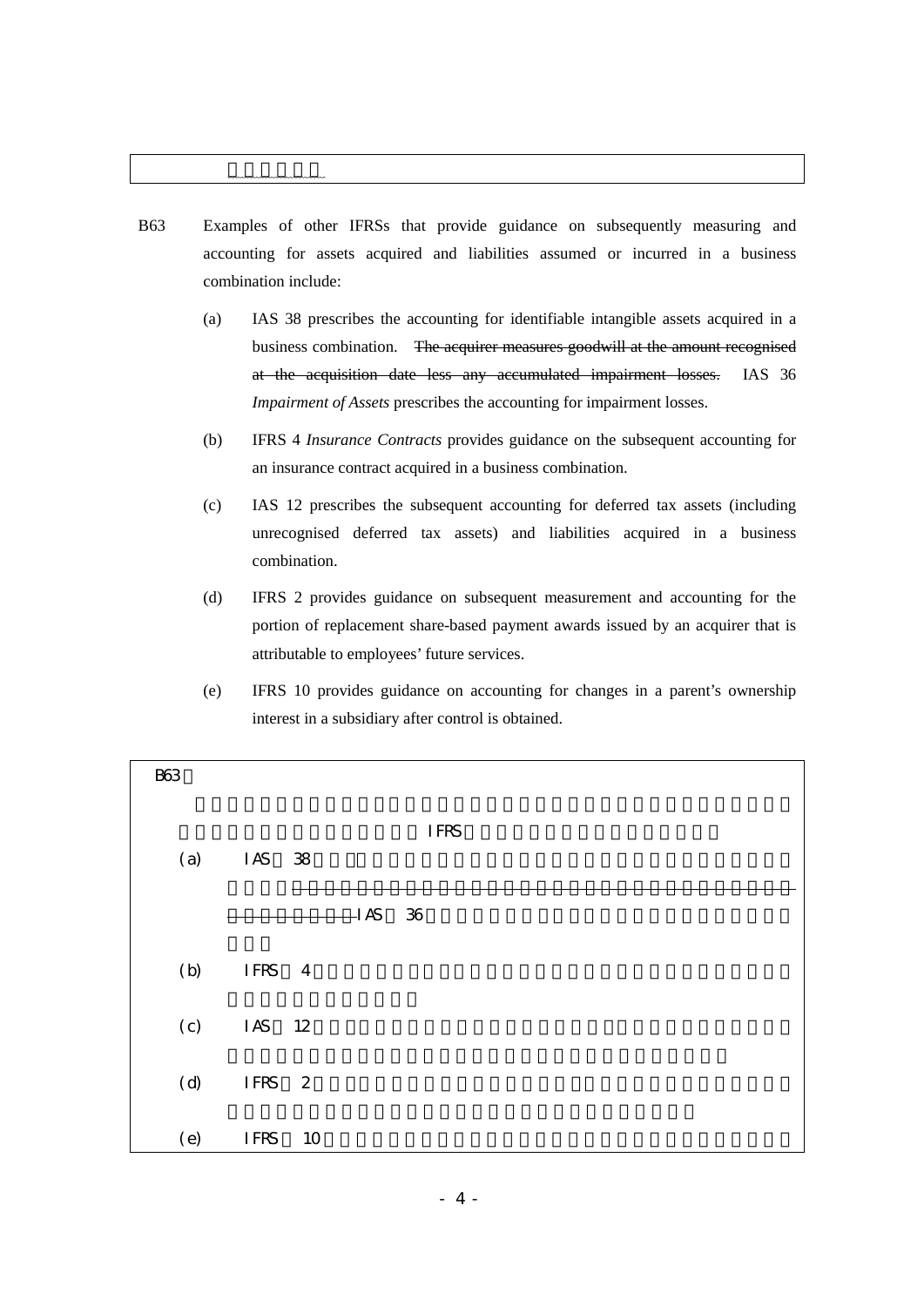B63 Examples of other IFRSs that provide guidance on subsequently measuring and accounting for assets acquired and liabilities assumed or incurred in a business combination include:

(a) IAS 38 prescribes the accounting for identifiable intangible assets acquired in a business combination. ~~The acquirer measures goodwill at the amount recognised at the acquisition date less any accumulated impairment losses.~~ IAS 36 *Impairment of Assets* prescribes the accounting for impairment losses.

(b) IFRS 4 *Insurance Contracts* provides guidance on the subsequent accounting for an insurance contract acquired in a business combination.

(c) IAS 12 prescribes the subsequent accounting for deferred tax assets (including unrecognised deferred tax assets) and liabilities acquired in a business combination.

(d) IFRS 2 provides guidance on subsequent measurement and accounting for the portion of replacement share-based payment awards issued by an acquirer that is attributable to employees' future services.

(e) IFRS 10 provides guidance on accounting for changes in a parent's ownership interest in a subsidiary after control is obtained.

B63

IFRS

(a) IAS 38 IAS 36

(b) IFRS 4

(c) IAS 12

(d) IFRS 2

(e) IFRS 10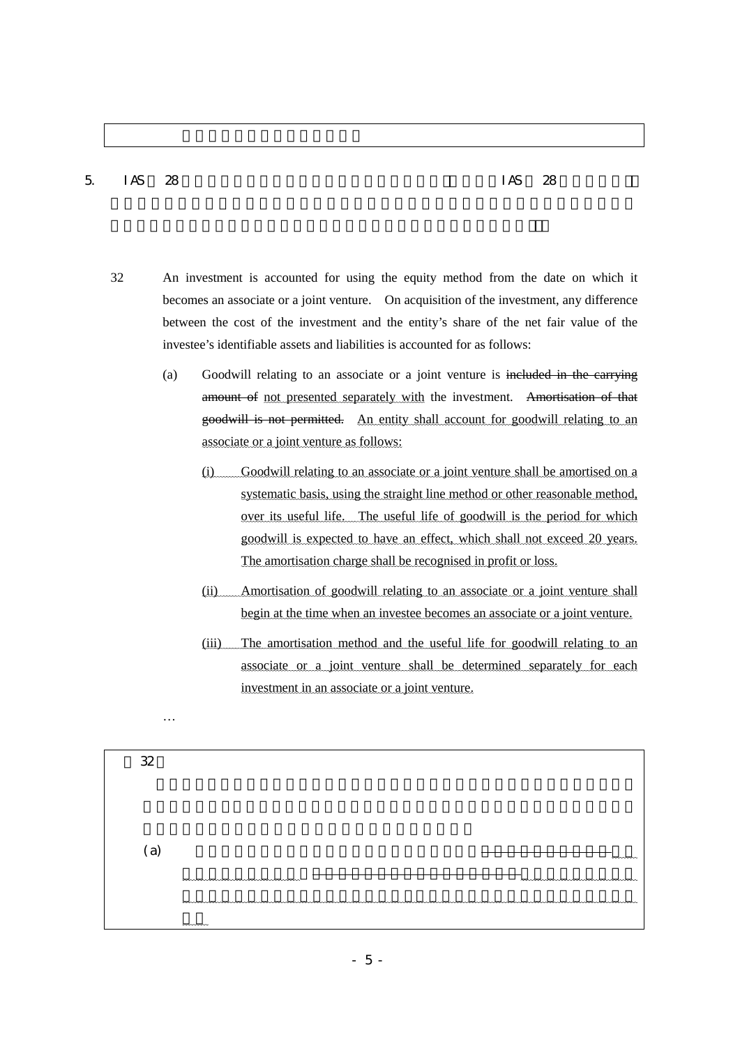5. IAS 28 IAS 28

32 An investment is accounted for using the equity method from the date on which it becomes an associate or a joint venture. On acquisition of the investment, any difference between the cost of the investment and the entity's share of the net fair value of the investee's identifiable assets and liabilities is accounted for as follows:

(a) Goodwill relating to an associate or a joint venture is ~~included in the carrying amount of~~ <u>not presented separately with</u> the investment. ~~Amortisation of that goodwill is not permitted.~~ <u>An entity shall account for goodwill relating to an associate or a joint venture as follows:</u>

<u>(i) Goodwill relating to an associate or a joint venture shall be amortised on a systematic basis, using the straight line method or other reasonable method, over its useful life. The useful life of goodwill is the period for which goodwill is expected to have an effect, which shall not exceed 20 years. The amortisation charge shall be recognised in profit or loss.</u>

<u>(ii) Amortisation of goodwill relating to an associate or a joint venture shall begin at the time when an investee becomes an associate or a joint venture.</u>

<u>(iii) The amortisation method and the useful life for goodwill relating to an associate or a joint venture shall be determined separately for each investment in an associate or a joint venture.</u>

…

32

(a)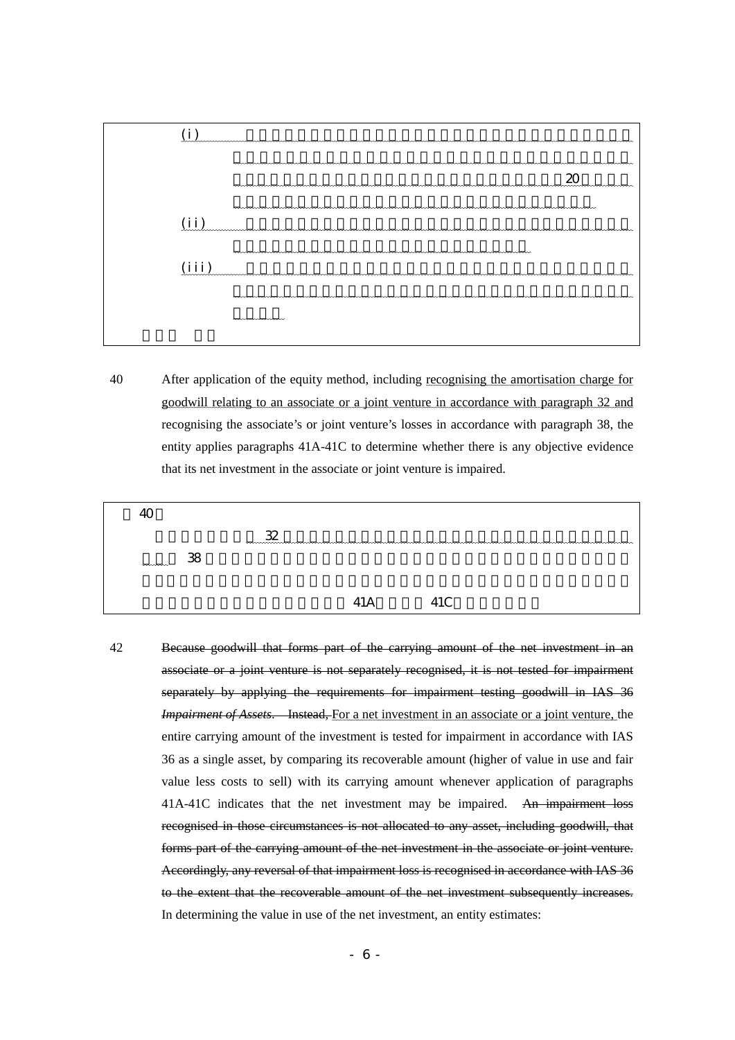(i)

20

(ii)

(iii)

40 After application of the equity method, including recognising the amortisation charge for goodwill relating to an associate or a joint venture in accordance with paragraph 32 and recognising the associate's or joint venture's losses in accordance with paragraph 38, the entity applies paragraphs 41A-41C to determine whether there is any objective evidence that its net investment in the associate or joint venture is impaired.

40

32

38

41A 41C

42 ~~Because goodwill that forms part of the carrying amount of the net investment in an associate or a joint venture is not separately recognised, it is not tested for impairment separately by applying the requirements for impairment testing goodwill in IAS 36 *Impairment of Assets*. Instead,~~ For a net investment in an associate or a joint venture, the entire carrying amount of the investment is tested for impairment in accordance with IAS 36 as a single asset, by comparing its recoverable amount (higher of value in use and fair value less costs to sell) with its carrying amount whenever application of paragraphs 41A-41C indicates that the net investment may be impaired. ~~An impairment loss recognised in those circumstances is not allocated to any asset, including goodwill, that forms part of the carrying amount of the net investment in the associate or joint venture. Accordingly, any reversal of that impairment loss is recognised in accordance with IAS 36 to the extent that the recoverable amount of the net investment subsequently increases.~~ In determining the value in use of the net investment, an entity estimates: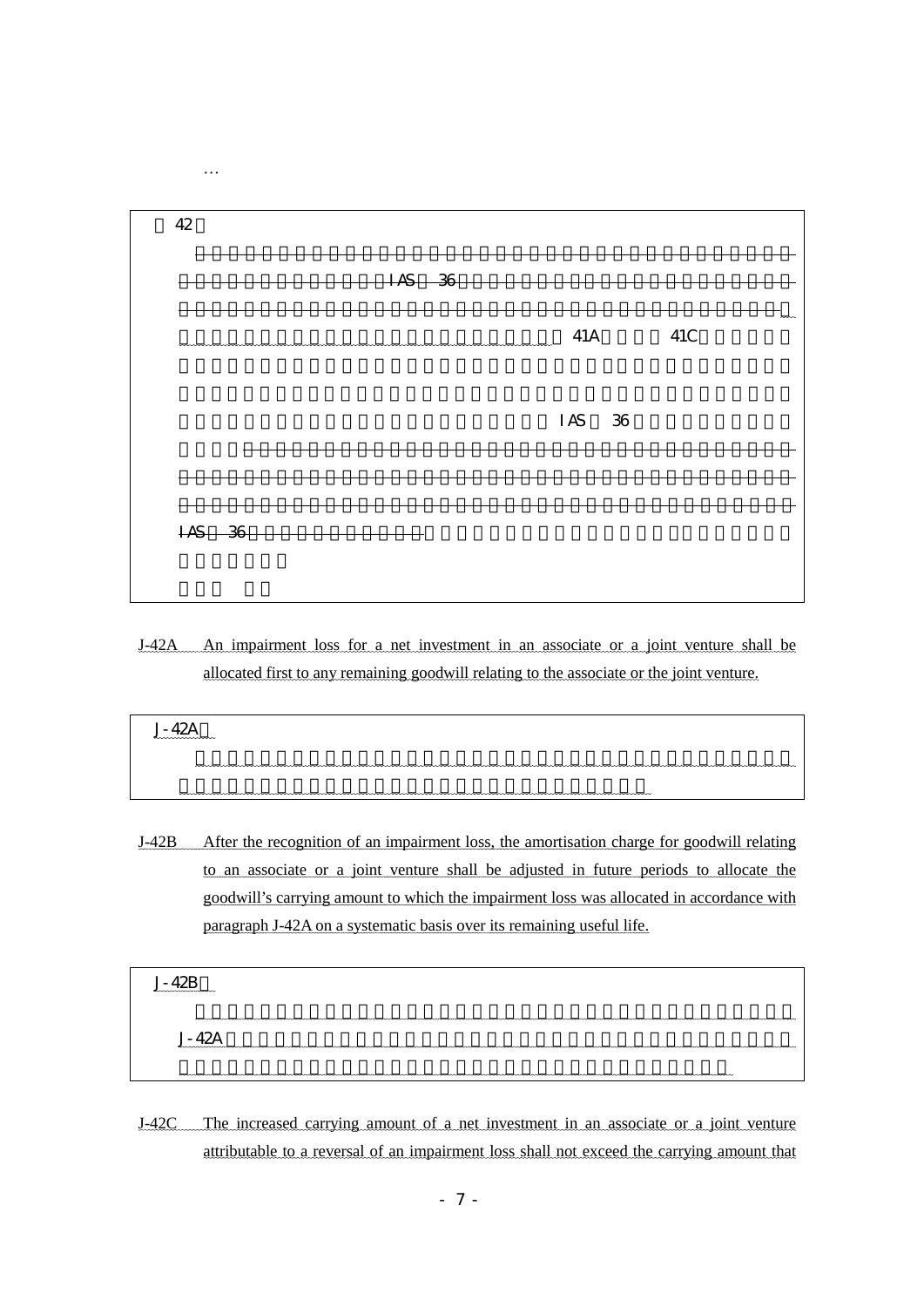…

| 第42項 |
|---|
| （Japanese text not legible） IAS 第36号 （Japanese text not legible） 41A項から41C項 （Japanese text not legible） IAS 第36号 （Japanese text not legible） IAS 第36号 （Japanese text not legible） |

J-42A An impairment loss for a net investment in an associate or a joint venture shall be allocated first to any remaining goodwill relating to the associate or the joint venture.

| J-42A項 |
|---|
| （Japanese text not legible） |

J-42B After the recognition of an impairment loss, the amortisation charge for goodwill relating to an associate or a joint venture shall be adjusted in future periods to allocate the goodwill's carrying amount to which the impairment loss was allocated in accordance with paragraph J-42A on a systematic basis over its remaining useful life.

| J-42B項 |
|---|
| （Japanese text not legible） J-42A （Japanese text not legible） |

J-42C The increased carrying amount of a net investment in an associate or a joint venture attributable to a reversal of an impairment loss shall not exceed the carrying amount that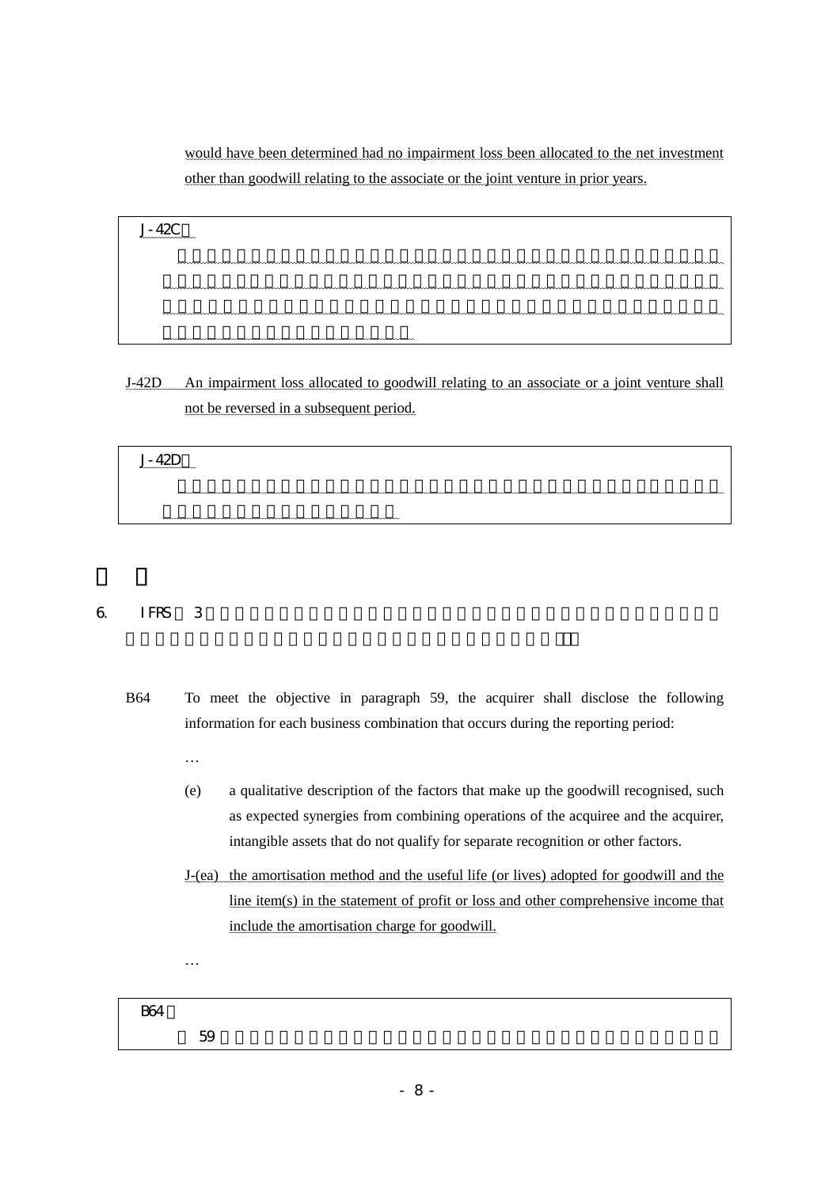would have been determined had no impairment loss been allocated to the net investment other than goodwill relating to the associate or the joint venture in prior years.

> J-42C：

J-42D An impairment loss allocated to goodwill relating to an associate or a joint venture shall not be reversed in a subsequent period.

> J-42D：

6. IFRS 3

B64 To meet the objective in paragraph 59, the acquirer shall disclose the following information for each business combination that occurs during the reporting period:

…

(e) a qualitative description of the factors that make up the goodwill recognised, such as expected synergies from combining operations of the acquiree and the acquirer, intangible assets that do not qualify for separate recognition or other factors.

J-(ea) the amortisation method and the useful life (or lives) adopted for goodwill and the line item(s) in the statement of profit or loss and other comprehensive income that include the amortisation charge for goodwill.

…

> B64：
>
> 59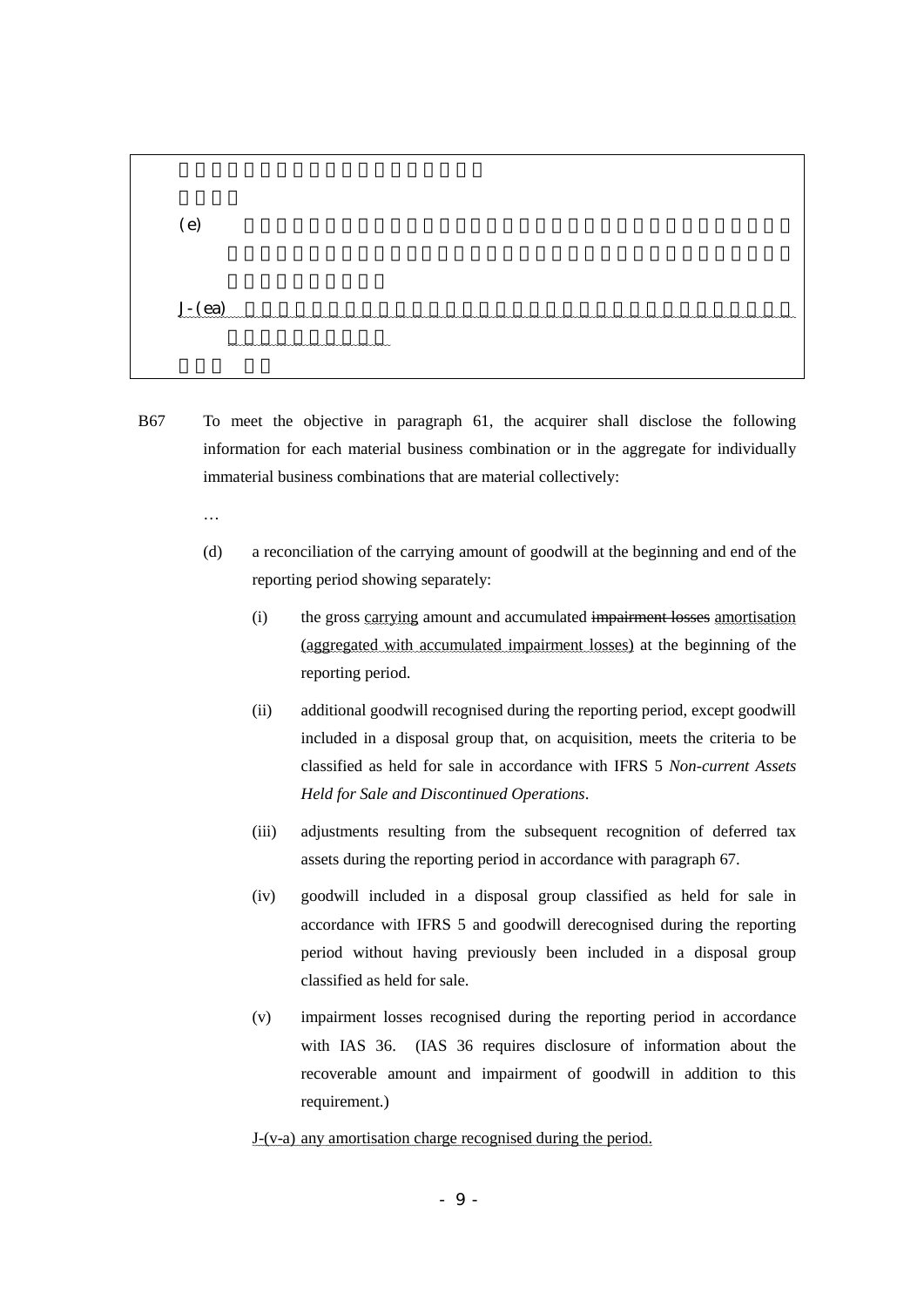(e)

J-(ea)

B67 To meet the objective in paragraph 61, the acquirer shall disclose the following information for each material business combination or in the aggregate for individually immaterial business combinations that are material collectively:

…

(d) a reconciliation of the carrying amount of goodwill at the beginning and end of the reporting period showing separately:

(i) the gross <u>carrying</u> amount and accumulated ~~impairment losses~~ <u>amortisation (aggregated with accumulated impairment losses)</u> at the beginning of the reporting period.

(ii) additional goodwill recognised during the reporting period, except goodwill included in a disposal group that, on acquisition, meets the criteria to be classified as held for sale in accordance with IFRS 5 *Non-current Assets Held for Sale and Discontinued Operations*.

(iii) adjustments resulting from the subsequent recognition of deferred tax assets during the reporting period in accordance with paragraph 67.

(iv) goodwill included in a disposal group classified as held for sale in accordance with IFRS 5 and goodwill derecognised during the reporting period without having previously been included in a disposal group classified as held for sale.

(v) impairment losses recognised during the reporting period in accordance with IAS 36. (IAS 36 requires disclosure of information about the recoverable amount and impairment of goodwill in addition to this requirement.)

<u>J-(v-a) any amortisation charge recognised during the period.</u>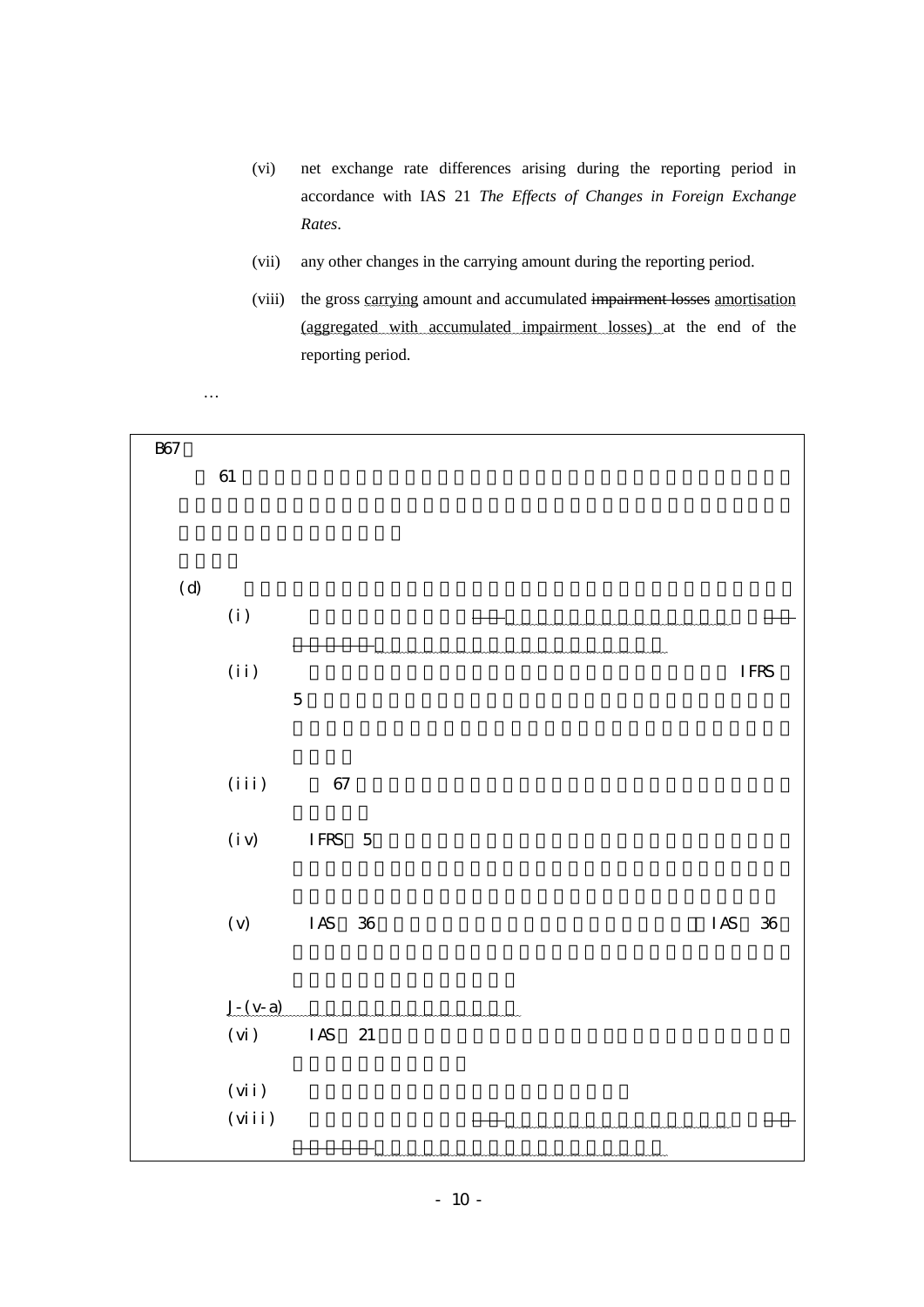(vi) net exchange rate differences arising during the reporting period in accordance with IAS 21 *The Effects of Changes in Foreign Exchange Rates*.

(vii) any other changes in the carrying amount during the reporting period.

(viii) the gross <u>carrying</u> amount and accumulated ~~impairment losses~~ <u>amortisation (aggregated with accumulated impairment losses)</u> at the end of the reporting period.

…

---

B67

61

(d)

(i)

(ii) IFRS 5

(iii) 67

(iv) IFRS 5

(v) IAS 36 IAS 36

<u>J-(v-a)</u>

(vi) IAS 21

(vii)

(viii)

---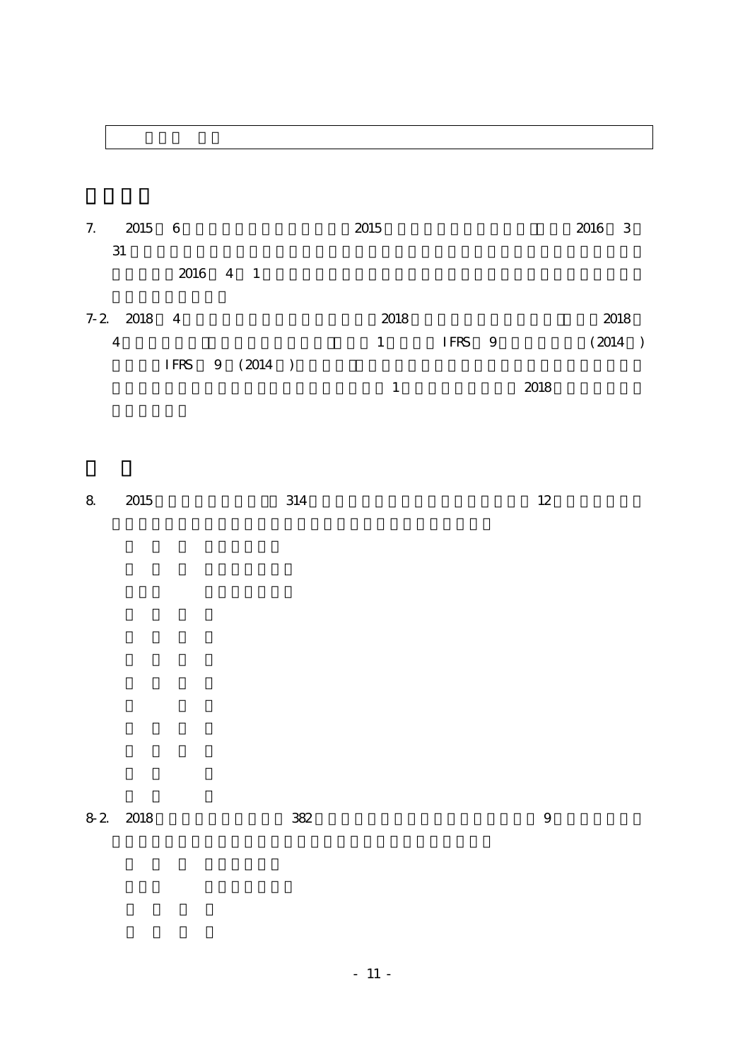7. 2015 6 2015 2016 3 31 2016 4 1

7-2. 2018 4 2018 2018 4 1 IFRS 9 (2014 ) IFRS 9 (2014 ) 1 2018

8. 2015 314 12

8-2. 2018 382 9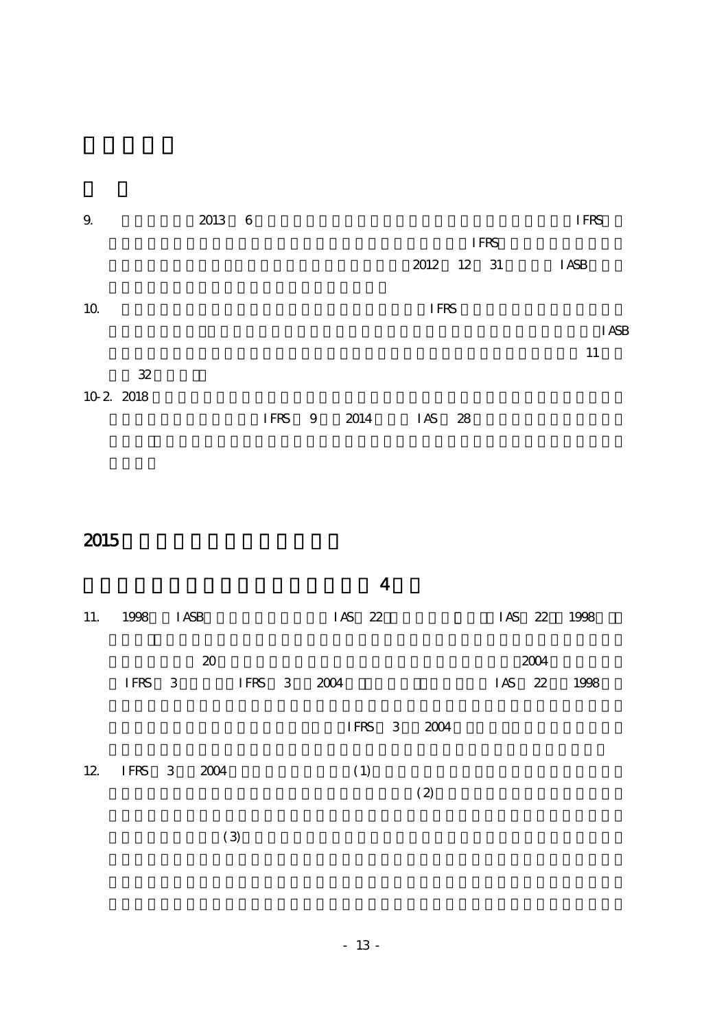9. 2013 6 IFRS IFRS 2012 12 31 IASB

10. IFRS IASB 11 32

10-2. 2018 IFRS 9 2014 IAS 28

## 2015

### 4

11. 1998 IASB IAS 22 IAS 22 1998 20 2004 IFRS 3 IFRS 3 2004 IAS 22 1998 IFRS 3 2004

12. IFRS 3 2004 (1) (2) (3)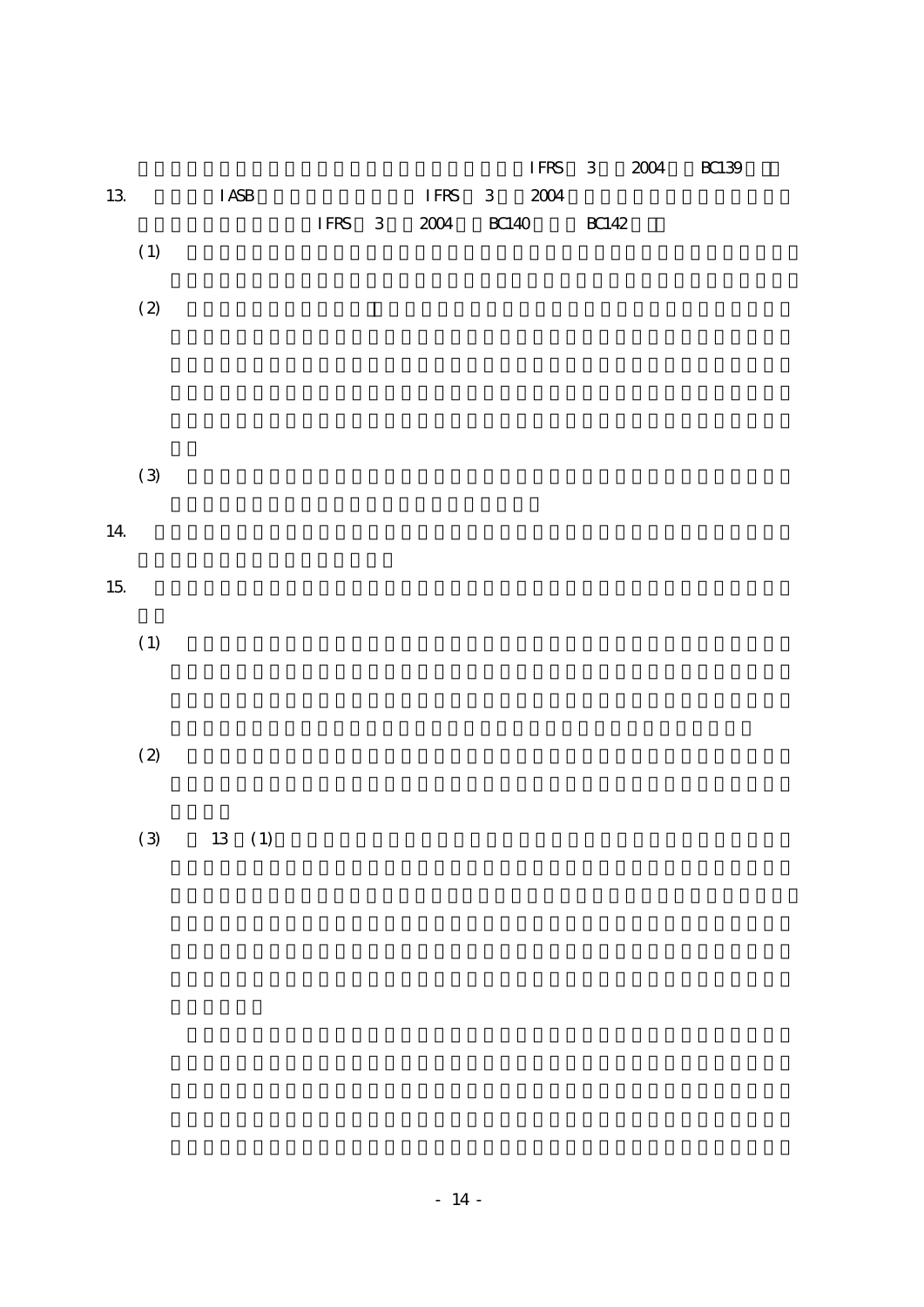IFRS 3 2004 BC139

13. IASB IFRS 3 2004 IFRS 3 2004 BC140 BC142

(1)

(2)

(3)

14.

15.

(1)

(2)

(3) 13 (1)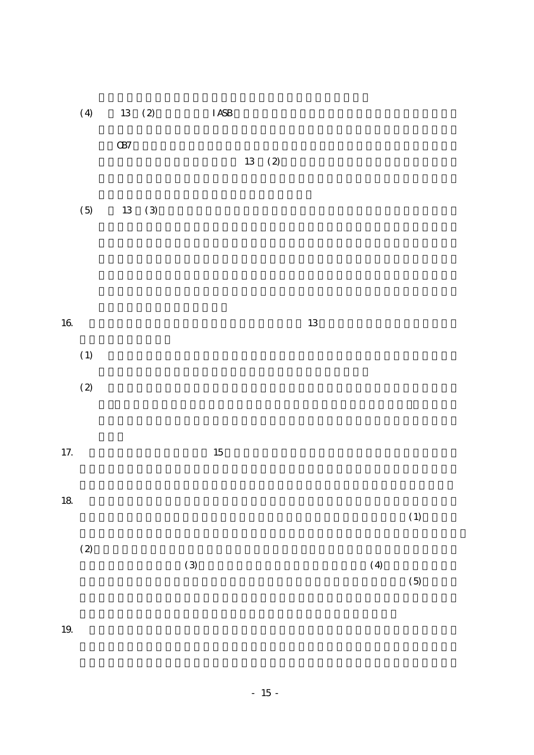(4) 13 (2) IASB

OB7

13 (2)

(5) 13 (3)

16. 13

(1)

(2)

17. 15

18. (1)

(2)

(3) (4)

(5)

19.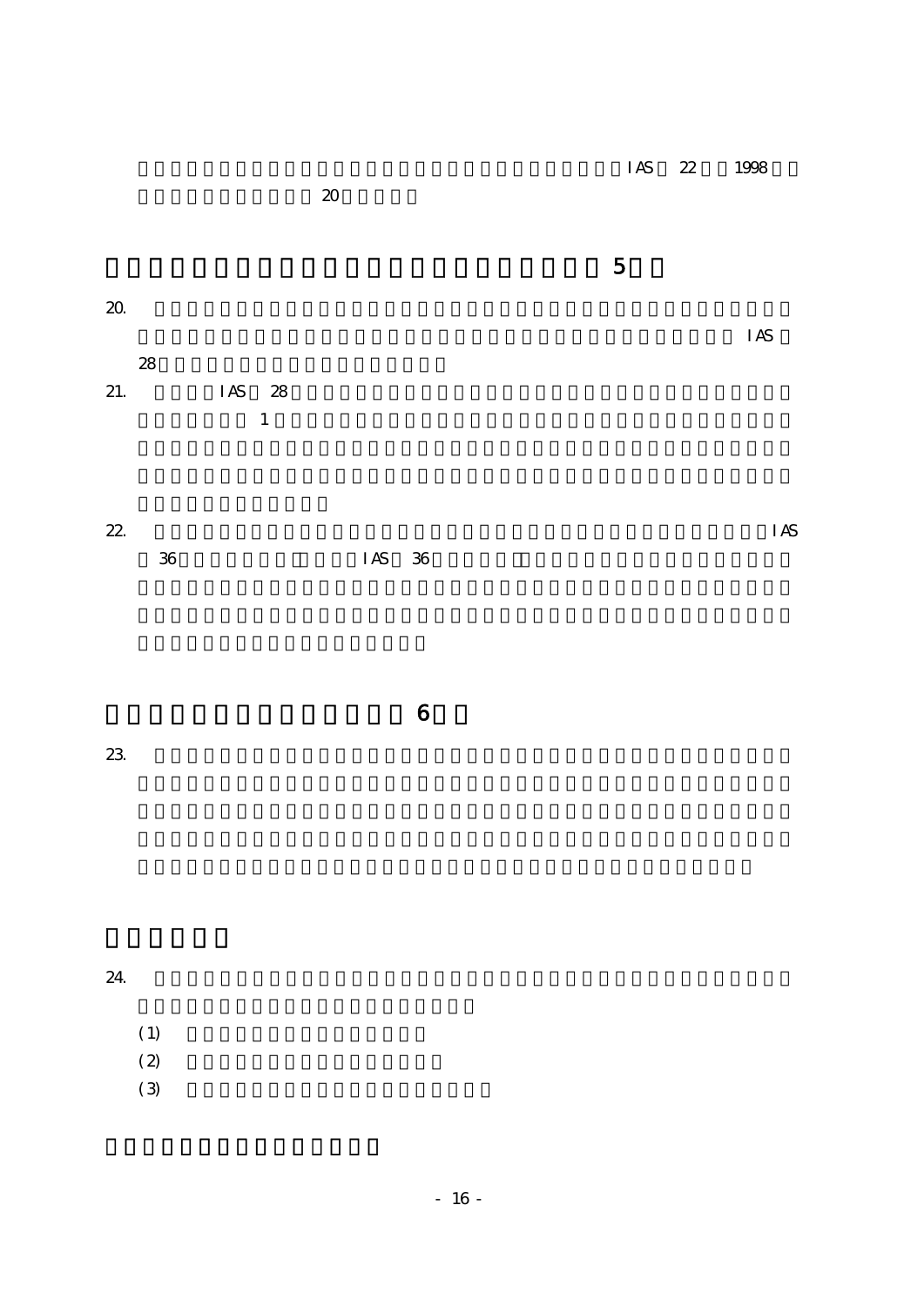IAS 22 1998

20

## 5

20. IAS 28

21. IAS 28

1

22. IAS 36 IAS 36

## 6

23.

##

24.

(1)

(2)

(3)

##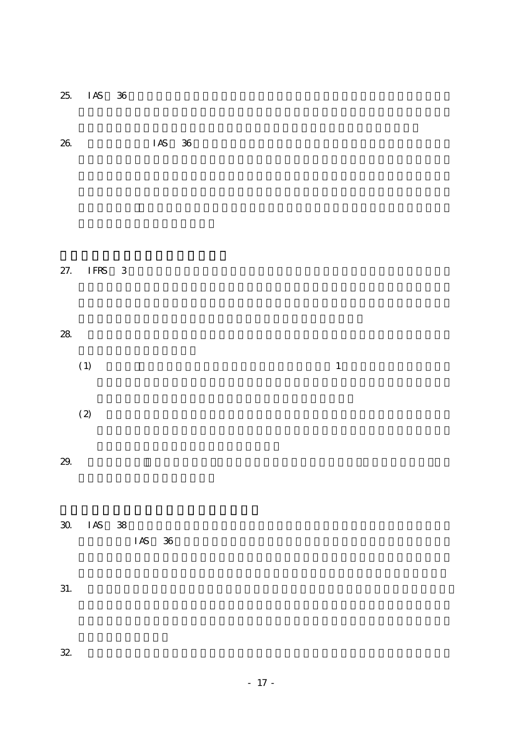25. IAS 36

26. IAS 36

27. IFRS 3

28.

(1) 1

(2)

29.

30. IAS 38 IAS 36

31.

32.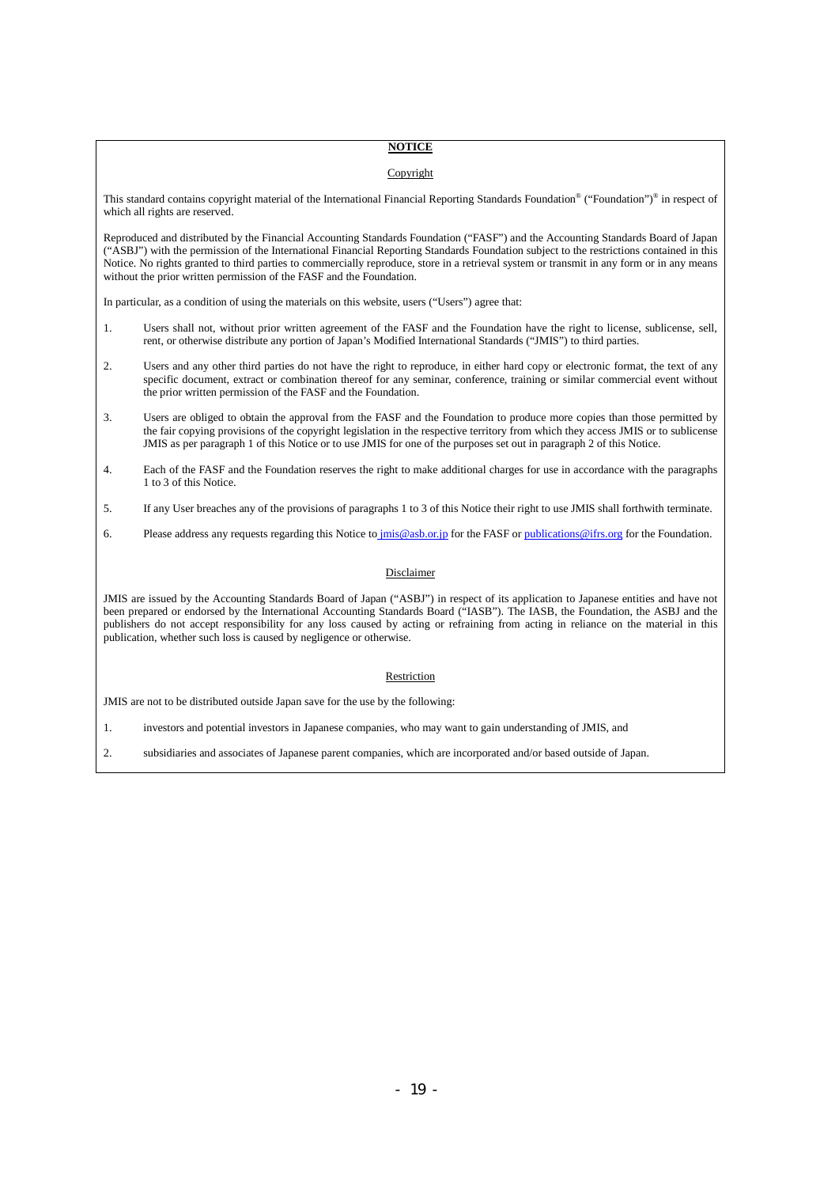**NOTICE**

Copyright

This standard contains copyright material of the International Financial Reporting Standards Foundation® ("Foundation")® in respect of which all rights are reserved.

Reproduced and distributed by the Financial Accounting Standards Foundation ("FASF") and the Accounting Standards Board of Japan ("ASBJ") with the permission of the International Financial Reporting Standards Foundation subject to the restrictions contained in this Notice. No rights granted to third parties to commercially reproduce, store in a retrieval system or transmit in any form or in any means without the prior written permission of the FASF and the Foundation.

In particular, as a condition of using the materials on this website, users ("Users") agree that:

1. Users shall not, without prior written agreement of the FASF and the Foundation have the right to license, sublicense, sell, rent, or otherwise distribute any portion of Japan's Modified International Standards ("JMIS") to third parties.

2. Users and any other third parties do not have the right to reproduce, in either hard copy or electronic format, the text of any specific document, extract or combination thereof for any seminar, conference, training or similar commercial event without the prior written permission of the FASF and the Foundation.

3. Users are obliged to obtain the approval from the FASF and the Foundation to produce more copies than those permitted by the fair copying provisions of the copyright legislation in the respective territory from which they access JMIS or to sublicense JMIS as per paragraph 1 of this Notice or to use JMIS for one of the purposes set out in paragraph 2 of this Notice.

4. Each of the FASF and the Foundation reserves the right to make additional charges for use in accordance with the paragraphs 1 to 3 of this Notice.

5. If any User breaches any of the provisions of paragraphs 1 to 3 of this Notice their right to use JMIS shall forthwith terminate.

6. Please address any requests regarding this Notice to jmis@asb.or.jp for the FASF or publications@ifrs.org for the Foundation.

Disclaimer

JMIS are issued by the Accounting Standards Board of Japan ("ASBJ") in respect of its application to Japanese entities and have not been prepared or endorsed by the International Accounting Standards Board ("IASB"). The IASB, the Foundation, the ASBJ and the publishers do not accept responsibility for any loss caused by acting or refraining from acting in reliance on the material in this publication, whether such loss is caused by negligence or otherwise.

Restriction

JMIS are not to be distributed outside Japan save for the use by the following:

1. investors and potential investors in Japanese companies, who may want to gain understanding of JMIS, and

2. subsidiaries and associates of Japanese parent companies, which are incorporated and/or based outside of Japan.